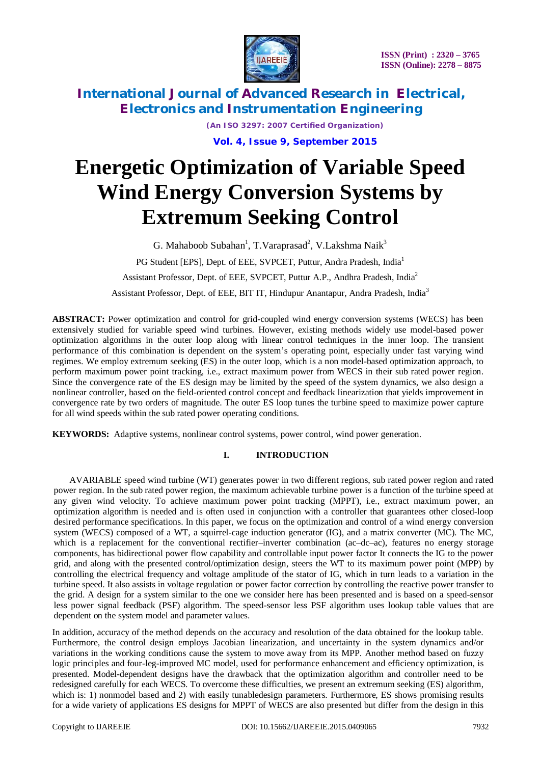# Energetic Optimization of Variable Speed Wind Energy Conversion Systems by Extremum Seeking Control

G. Mahaboob Subahan[1], T.Varaprasad[2], V.Lakshma Naik[3]

PG Student [EPS], Dept. of EEE, SVPCET, Puttur, Andra Pradesh, India[1]

Assistant Professor, Dept. of EEE, SVPCET, Puttur A.P., Andhra Pradesh, India[2]

Assistant Professor, Dept. of EEE, BIT IT, Hindupur Anantapur, Andra Pradesh, India[3]

**ABSTRACT:** Power optimization and control for grid-coupled wind energy conversion systems (WECS) has been extensively studied for variable speed wind turbines. However, existing methods widely use model-based power optimization algorithms in the outer loop along with linear control techniques in the inner loop. The transient performance of this combination is dependent on the system's operating point, especially under fast varying wind regimes. We employ extremum seeking (ES) in the outer loop, which is a non model-based optimization approach, to perform maximum power point tracking, i.e., extract maximum power from WECS in their sub rated power region. Since the convergence rate of the ES design may be limited by the speed of the system dynamics, we also design a nonlinear controller, based on the field-oriented control concept and feedback linearization that yields improvement in convergence rate by two orders of magnitude. The outer ES loop tunes the turbine speed to maximize power capture for all wind speeds within the sub rated power operating conditions.

**KEYWORDS:** Adaptive systems, nonlinear control systems, power control, wind power generation.

## I. INTRODUCTION

AVARIABLE speed wind turbine (WT) generates power in two different regions, sub rated power region and rated power region. In the sub rated power region, the maximum achievable turbine power is a function of the turbine speed at any given wind velocity. To achieve maximum power point tracking (MPPT), i.e., extract maximum power, an optimization algorithm is needed and is often used in conjunction with a controller that guarantees other closed-loop desired performance specifications. In this paper, we focus on the optimization and control of a wind energy conversion system (WECS) composed of a WT, a squirrel-cage induction generator (IG), and a matrix converter (MC). The MC, which is a replacement for the conventional rectifier–inverter combination (ac–dc–ac), features no energy storage components, has bidirectional power flow capability and controllable input power factor It connects the IG to the power grid, and along with the presented control/optimization design, steers the WT to its maximum power point (MPP) by controlling the electrical frequency and voltage amplitude of the stator of IG, which in turn leads to a variation in the turbine speed. It also assists in voltage regulation or power factor correction by controlling the reactive power transfer to the grid. A design for a system similar to the one we consider here has been presented and is based on a speed-sensor less power signal feedback (PSF) algorithm. The speed-sensor less PSF algorithm uses lookup table values that are dependent on the system model and parameter values.

In addition, accuracy of the method depends on the accuracy and resolution of the data obtained for the lookup table. Furthermore, the control design employs Jacobian linearization, and uncertainty in the system dynamics and/or variations in the working conditions cause the system to move away from its MPP. Another method based on fuzzy logic principles and four-leg-improved MC model, used for performance enhancement and efficiency optimization, is presented. Model-dependent designs have the drawback that the optimization algorithm and controller need to be redesigned carefully for each WECS. To overcome these difficulties, we present an extremum seeking (ES) algorithm, which is: 1) nonmodel based and 2) with easily tunabledesign parameters. Furthermore, ES shows promising results for a wide variety of applications ES designs for MPPT of WECS are also presented but differ from the design in this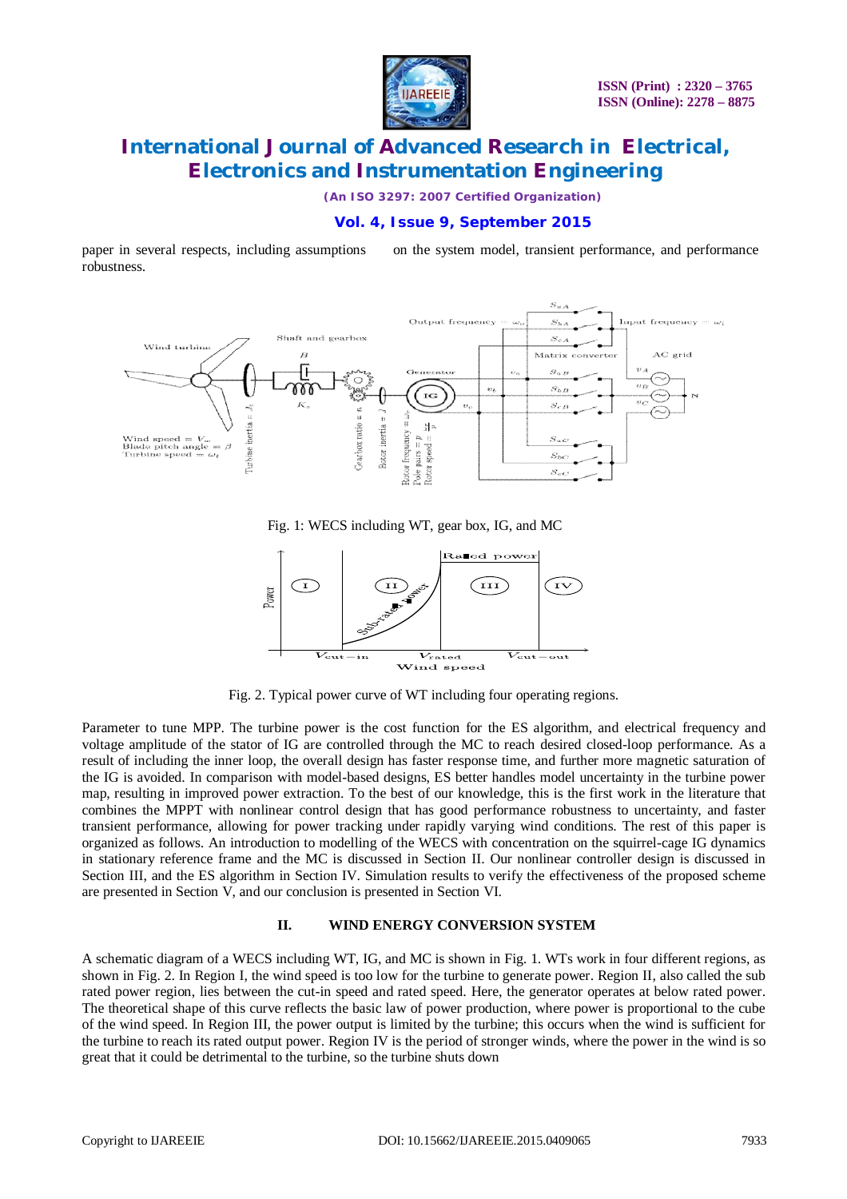paper in several respects, including assumptions on the system model, transient performance, and performance robustness.

Output frequency = $\omega_o$

Input frequency = $\omega_i$

Wind turbine

Shaft and gearbox

$B$

$K_s$

Matrix converter

AC grid

Generator

IG

$S_{aA}$ $S_{bA}$ $S_{cA}$ $S_{aB}$ $S_{bB}$ $S_{cB}$ $S_{aC}$ $S_{bC}$ $S_{cC}$

$v_a$ $v_b$ $v_c$

$v_A$ $v_B$ $v_C$

N

Wind speed = $V_w$

Blade pitch angle = $\beta$

Turbine speed = $\omega_t$

Turbine inertia = $J_t$

Gearbox ratio = $n$

Rotor inertia = $J$

Rotor frequency = $\omega_r$

Pole pairs = $p$

Rotor speed = $\frac{\omega_r}{p}$

Fig. 1: WECS including WT, gear box, IG, and MC

Power

I II III IV

Rated power

Sub-rated power

$V_{cut-in}$ $V_{rated}$ $V_{cut-out}$

Wind speed

Fig. 2. Typical power curve of WT including four operating regions.

Parameter to tune MPP. The turbine power is the cost function for the ES algorithm, and electrical frequency and voltage amplitude of the stator of IG are controlled through the MC to reach desired closed-loop performance. As a result of including the inner loop, the overall design has faster response time, and further more magnetic saturation of the IG is avoided. In comparison with model-based designs, ES better handles model uncertainty in the turbine power map, resulting in improved power extraction. To the best of our knowledge, this is the first work in the literature that combines the MPPT with nonlinear control design that has good performance robustness to uncertainty, and faster transient performance, allowing for power tracking under rapidly varying wind conditions. The rest of this paper is organized as follows. An introduction to modelling of the WECS with concentration on the squirrel-cage IG dynamics in stationary reference frame and the MC is discussed in Section II. Our nonlinear controller design is discussed in Section III, and the ES algorithm in Section IV. Simulation results to verify the effectiveness of the proposed scheme are presented in Section V, and our conclusion is presented in Section VI.

## II. WIND ENERGY CONVERSION SYSTEM

A schematic diagram of a WECS including WT, IG, and MC is shown in Fig. 1. WTs work in four different regions, as shown in Fig. 2. In Region I, the wind speed is too low for the turbine to generate power. Region II, also called the sub rated power region, lies between the cut-in speed and rated speed. Here, the generator operates at below rated power. The theoretical shape of this curve reflects the basic law of power production, where power is proportional to the cube of the wind speed. In Region III, the power output is limited by the turbine; this occurs when the wind is sufficient for the turbine to reach its rated output power. Region IV is the period of stronger winds, where the power in the wind is so great that it could be detrimental to the turbine, so the turbine shuts down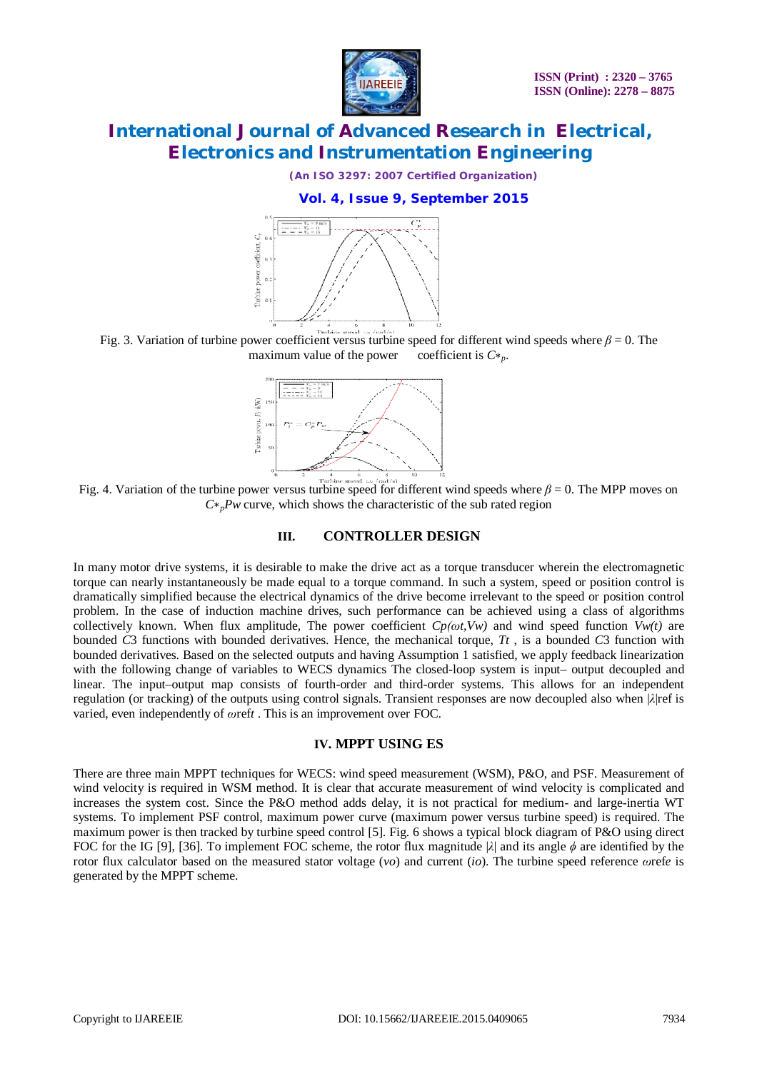0.5
$C_p^*$
$V_w = 9$ m/s
$V_w = 11$
$V_w = 13$
Turbine power coefficient, $C_p$
0.4
0.3
0.2
0.1
0
0 2 4 6 8 10 12
Turbine speed, $\omega_t$ (rad/s)

Fig. 3. Variation of turbine power coefficient versus turbine speed for different wind speeds where $\beta = 0$. The maximum value of the power coefficient is $C*_p$.

200
$V_w = 7$ m/s
$V_w = 9$
$V_w = 11$
$V_w = 13$
Turbine power, $P_t$ (kW)
150
100
$P_t^* = C_p^* P_w$
50
0
0 2 4 6 8 10 12
Turbine speed, $\omega_t$ (rad/s)

Fig. 4. Variation of the turbine power versus turbine speed for different wind speeds where $\beta = 0$. The MPP moves on $C*_pPw$ curve, which shows the characteristic of the sub rated region

## III. CONTROLLER DESIGN

In many motor drive systems, it is desirable to make the drive act as a torque transducer wherein the electromagnetic torque can nearly instantaneously be made equal to a torque command. In such a system, speed or position control is dramatically simplified because the electrical dynamics of the drive become irrelevant to the speed or position control problem. In the case of induction machine drives, such performance can be achieved using a class of algorithms collectively known. When flux amplitude, The power coefficient $Cp(\omega t,Vw)$ and wind speed function $Vw(t)$ are bounded $C3$ functions with bounded derivatives. Hence, the mechanical torque, $Tt$ , is a bounded $C3$ function with bounded derivatives. Based on the selected outputs and having Assumption 1 satisfied, we apply feedback linearization with the following change of variables to WECS dynamics The closed-loop system is input– output decoupled and linear. The input–output map consists of fourth-order and third-order systems. This allows for an independent regulation (or tracking) of the outputs using control signals. Transient responses are now decoupled also when $|\lambda|$ref is varied, even independently of $\omega$reft . This is an improvement over FOC.

## IV. MPPT USING ES

There are three main MPPT techniques for WECS: wind speed measurement (WSM), P&O, and PSF. Measurement of wind velocity is required in WSM method. It is clear that accurate measurement of wind velocity is complicated and increases the system cost. Since the P&O method adds delay, it is not practical for medium- and large-inertia WT systems. To implement PSF control, maximum power curve (maximum power versus turbine speed) is required. The maximum power is then tracked by turbine speed control [5]. Fig. 6 shows a typical block diagram of P&O using direct FOC for the IG [9], [36]. To implement FOC scheme, the rotor flux magnitude $|\lambda|$ and its angle $\phi$ are identified by the rotor flux calculator based on the measured stator voltage ($vo$) and current ($io$). The turbine speed reference $\omega$refe is generated by the MPPT scheme.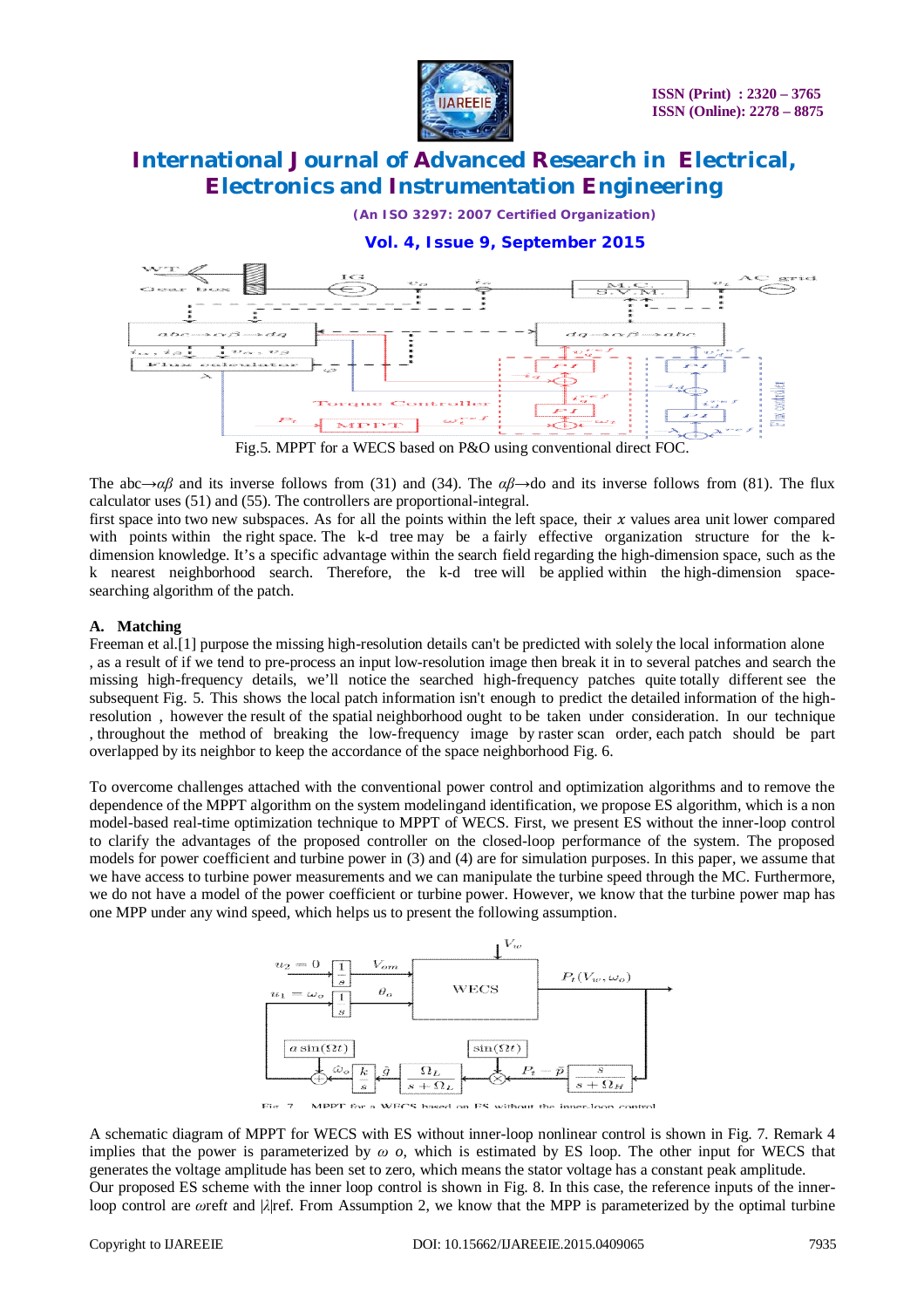Fig.5. MPPT for a WECS based on P&O using conventional direct FOC.

The abc→$\alpha\beta$ and its inverse follows from (31) and (34). The $\alpha\beta$→do and its inverse follows from (81). The flux calculator uses (51) and (55). The controllers are proportional-integral.

first space into two new subspaces. As for all the points within the left space, their $x$ values area unit lower compared with points within the right space. The k-d tree may be a fairly effective organization structure for the k-dimension knowledge. It's a specific advantage within the search field regarding the high-dimension space, such as the k nearest neighborhood search. Therefore, the k-d tree will be applied within the high-dimension space-searching algorithm of the patch.

### A. Matching

Freeman et al.[1] purpose the missing high-resolution details can't be predicted with solely the local information alone , as a result of if we tend to pre-process an input low-resolution image then break it in to several patches and search the missing high-frequency details, we'll notice the searched high-frequency patches quite totally different see the subsequent Fig. 5. This shows the local patch information isn't enough to predict the detailed information of the high-resolution , however the result of the spatial neighborhood ought to be taken under consideration. In our technique , throughout the method of breaking the low-frequency image by raster scan order, each patch should be part overlapped by its neighbor to keep the accordance of the space neighborhood Fig. 6.

To overcome challenges attached with the conventional power control and optimization algorithms and to remove the dependence of the MPPT algorithm on the system modelingand identification, we propose ES algorithm, which is a non model-based real-time optimization technique to MPPT of WECS. First, we present ES without the inner-loop control to clarify the advantages of the proposed controller on the closed-loop performance of the system. The proposed models for power coefficient and turbine power in (3) and (4) are for simulation purposes. In this paper, we assume that we have access to turbine power measurements and we can manipulate the turbine speed through the MC. Furthermore, we do not have a model of the power coefficient or turbine power. However, we know that the turbine power map has one MPP under any wind speed, which helps us to present the following assumption.

Fig. 7. MPPT for a WECS based on ES without the inner-loop control

A schematic diagram of MPPT for WECS with ES without inner-loop nonlinear control is shown in Fig. 7. Remark 4 implies that the power is parameterized by $\omega$ $o$, which is estimated by ES loop. The other input for WECS that generates the voltage amplitude has been set to zero, which means the stator voltage has a constant peak amplitude.

Our proposed ES scheme with the inner loop control is shown in Fig. 8. In this case, the reference inputs of the inner-loop control are $\omega$reft and $|\lambda|$ref. From Assumption 2, we know that the MPP is parameterized by the optimal turbine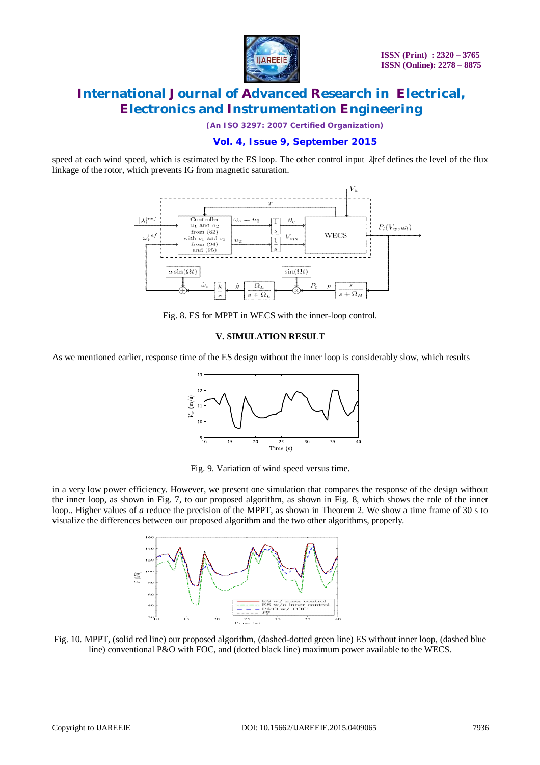speed at each wind speed, which is estimated by the ES loop. The other control input $|\lambda|$ref defines the level of the flux linkage of the rotor, which prevents IG from magnetic saturation.

$|\lambda|^{ref}$
$\omega_t^{ref}$
$x$
$V_w$
Controller
$u_1$ and $u_2$
from (82)
with $v_1$ and $v_2$
from (94)
and (95)
$\omega_o = u_1$
$\theta_o$
$u_2$
$V_{um}$
$\frac{1}{s}$
$\frac{1}{s}$
WECS
$P_t(V_w, \omega_t)$
$a\sin(\Omega t)$
$\sin(\Omega t)$
$\hat{\omega}_t$
$\frac{k}{s}$
$\hat{g}$
$\frac{\Omega_L}{s+\Omega_L}$
$P_t - \bar{p}$
$\frac{s}{s+\Omega_H}$

Fig. 8. ES for MPPT in WECS with the inner-loop control.

### V. SIMULATION RESULT

As we mentioned earlier, response time of the ES design without the inner loop is considerably slow, which results

$V_w$ (m/s)
13
12
11
10
9
10
15
20
25
30
35
40
Time (s)

Fig. 9. Variation of wind speed versus time.

in a very low power efficiency. However, we present one simulation that compares the response of the design without the inner loop, as shown in Fig. 7, to our proposed algorithm, as shown in Fig. 8, which shows the role of the inner loop.. Higher values of $a$ reduce the precision of the MPPT, as shown in Theorem 2. We show a time frame of 30 s to visualize the differences between our proposed algorithm and the two other algorithms, properly.

160
140
120
100
80
60
40
20
10
15
20
25
30
35
40
Time (s)
ES w/ inner control
ES w/o inner control
P&O w/ FOC
$P_t^*$

Fig. 10. MPPT, (solid red line) our proposed algorithm, (dashed-dotted green line) ES without inner loop, (dashed blue line) conventional P&O with FOC, and (dotted black line) maximum power available to the WECS.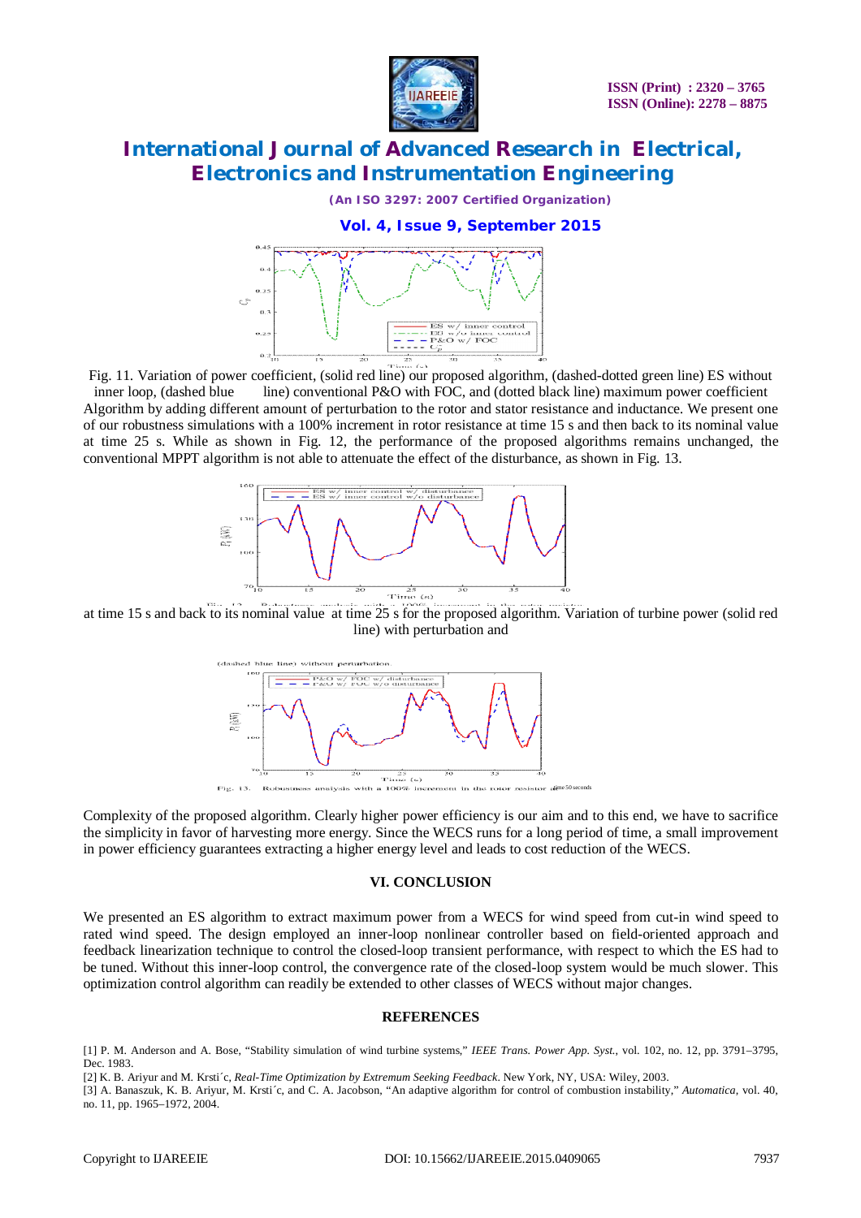0.45
0.4
0.35
$C_p$
0.3
0.25
0.2
10 15 20 25 30 35 40
Time (s)
ES w/ inner control
ES w/o inner control
P&O w/ FOC
$C_p^*$

Fig. 11. Variation of power coefficient, (solid red line) our proposed algorithm, (dashed-dotted green line) ES without inner loop, (dashed blue line) conventional P&O with FOC, and (dotted black line) maximum power coefficient

Algorithm by adding different amount of perturbation to the rotor and stator resistance and inductance. We present one of our robustness simulations with a 100% increment in rotor resistance at time 15 s and then back to its nominal value at time 25 s. While as shown in Fig. 12, the performance of the proposed algorithms remains unchanged, the conventional MPPT algorithm is not able to attenuate the effect of the disturbance, as shown in Fig. 13.

160
ES w/ inner control w/ disturbance
ES w/ inner control w/o disturbance
130
$P_t$ (kW)
100
70
10 15 20 25 30 35 40
Time (s)

at time 15 s and back to its nominal value at time 25 s for the proposed algorithm. Variation of turbine power (solid red line) with perturbation and

(dashed blue line) without perturbation.

160
P&O w/ FOC w/ disturbance
P&O w/ FOC w/o disturbance
130
$P_t$ (kW)
100
70
10 15 20 25 30 35 40
Time (s)

Fig. 13. Robustness analysis with a 100% increment in the rotor resistor at time 50 seconds

Complexity of the proposed algorithm. Clearly higher power efficiency is our aim and to this end, we have to sacrifice the simplicity in favor of harvesting more energy. Since the WECS runs for a long period of time, a small improvement in power efficiency guarantees extracting a higher energy level and leads to cost reduction of the WECS.

## VI. CONCLUSION

We presented an ES algorithm to extract maximum power from a WECS for wind speed from cut-in wind speed to rated wind speed. The design employed an inner-loop nonlinear controller based on field-oriented approach and feedback linearization technique to control the closed-loop transient performance, with respect to which the ES had to be tuned. Without this inner-loop control, the convergence rate of the closed-loop system would be much slower. This optimization control algorithm can readily be extended to other classes of WECS without major changes.

## REFERENCES

[1] P. M. Anderson and A. Bose, "Stability simulation of wind turbine systems," *IEEE Trans. Power App. Syst.*, vol. 102, no. 12, pp. 3791–3795, Dec. 1983.

[2] K. B. Ariyur and M. Krsti´c, *Real-Time Optimization by Extremum Seeking Feedback*. New York, NY, USA: Wiley, 2003.

[3] A. Banaszuk, K. B. Ariyur, M. Krsti´c, and C. A. Jacobson, "An adaptive algorithm for control of combustion instability," *Automatica*, vol. 40, no. 11, pp. 1965–1972, 2004.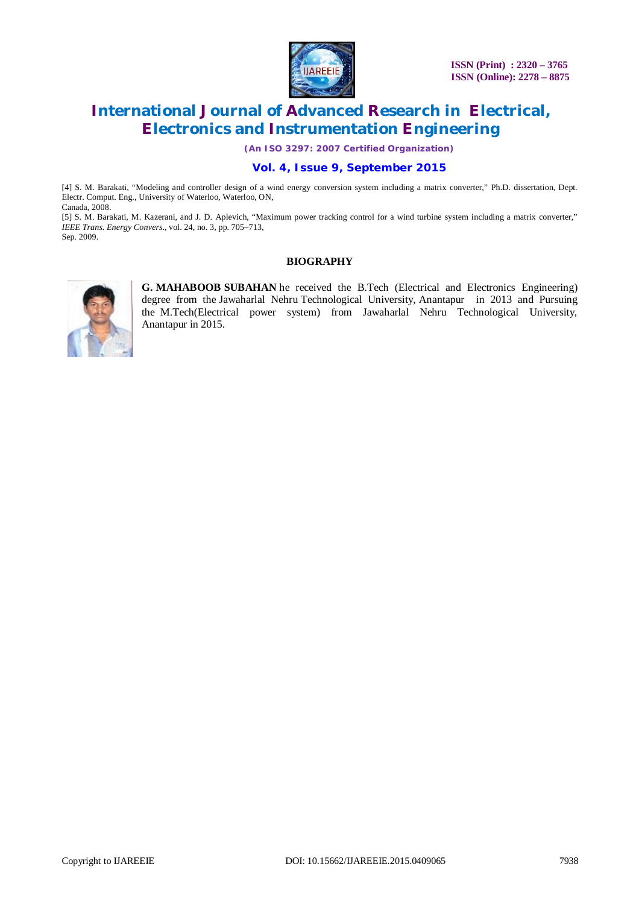[4] S. M. Barakati, "Modeling and controller design of a wind energy conversion system including a matrix converter," Ph.D. dissertation, Dept. Electr. Comput. Eng., University of Waterloo, Waterloo, ON, Canada, 2008.

[5] S. M. Barakati, M. Kazerani, and J. D. Aplevich, "Maximum power tracking control for a wind turbine system including a matrix converter," *IEEE Trans. Energy Convers.*, vol. 24, no. 3, pp. 705–713, Sep. 2009.

## BIOGRAPHY

**G. MAHABOOB SUBAHAN** he received the B.Tech (Electrical and Electronics Engineering) degree from the Jawaharlal Nehru Technological University, Anantapur in 2013 and Pursuing the M.Tech(Electrical power system) from Jawaharlal Nehru Technological University, Anantapur in 2015.